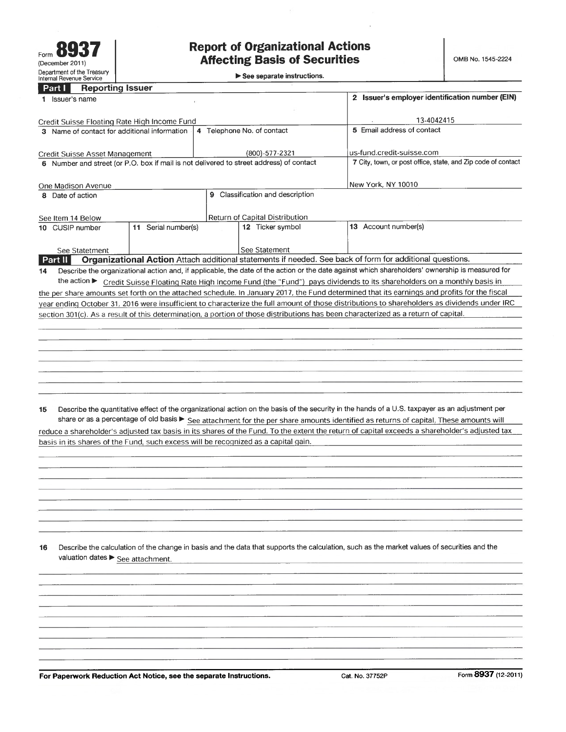Form **8937**
(December 2011)
Department of the Treasury
Internal Revenue Service

# Report of Organizational Actions Affecting Basis of Securities

▶ See separate instructions.

OMB No. 1545-2224

## Part I Reporting Issuer

| | | | |
|---|---|---|---|
| 1 Issuer's name<br>Credit Suisse Floating Rate High Income Fund | | | 2 Issuer's employer identification number (EIN)<br>13-4042415 |
| 3 Name of contact for additional information<br>Credit Suisse Asset Management | 4 Telephone No. of contact<br>(800)-577-2321 | | 5 Email address of contact<br>us-fund.credit-suisse.com |
| 6 Number and street (or P.O. box if mail is not delivered to street address) of contact<br>One Madison Avenue | | | 7 City, town, or post office, state, and Zip code of contact<br>New York, NY 10010 |
| 8 Date of action<br>See Item 14 Below | 9 Classification and description<br>Return of Capital Distribution | | |
| 10 CUSIP number<br>See Statetment | 11 Serial number(s) | 12 Ticker symbol<br>See Statement | 13 Account number(s) |

## Part II Organizational Action

Attach additional statements if needed. See back of form for additional questions.

**14** Describe the organizational action and, if applicable, the date of the action or the date against which shareholders' ownership is measured for the action ▶ Credit Suisse Floating Rate High Income Fund (the "Fund") pays dividends to its shareholders on a monthly basis in the per share amounts set forth on the attached schedule. In January 2017, the Fund determined that its earnings and profits for the fiscal year ending October 31, 2016 were insufficient to characterize the full amount of those distributions to shareholders as dividends under IRC section 301(c). As a result of this determination, a portion of those distributions has been characterized as a return of capital.

**15** Describe the quantitative effect of the organizational action on the basis of the security in the hands of a U.S. taxpayer as an adjustment per share or as a percentage of old basis ▶ See attachment for the per share amounts identified as returns of capital. These amounts will reduce a shareholder's adjusted tax basis in its shares of the Fund. To the extent the return of capital exceeds a shareholder's adjusted tax basis in its shares of the Fund, such excess will be recognized as a capital gain.

**16** Describe the calculation of the change in basis and the data that supports the calculation, such as the market values of securities and the valuation dates ▶ See attachment.

**For Paperwork Reduction Act Notice, see the separate Instructions.** Cat. No. 37752P Form **8937** (12-2011)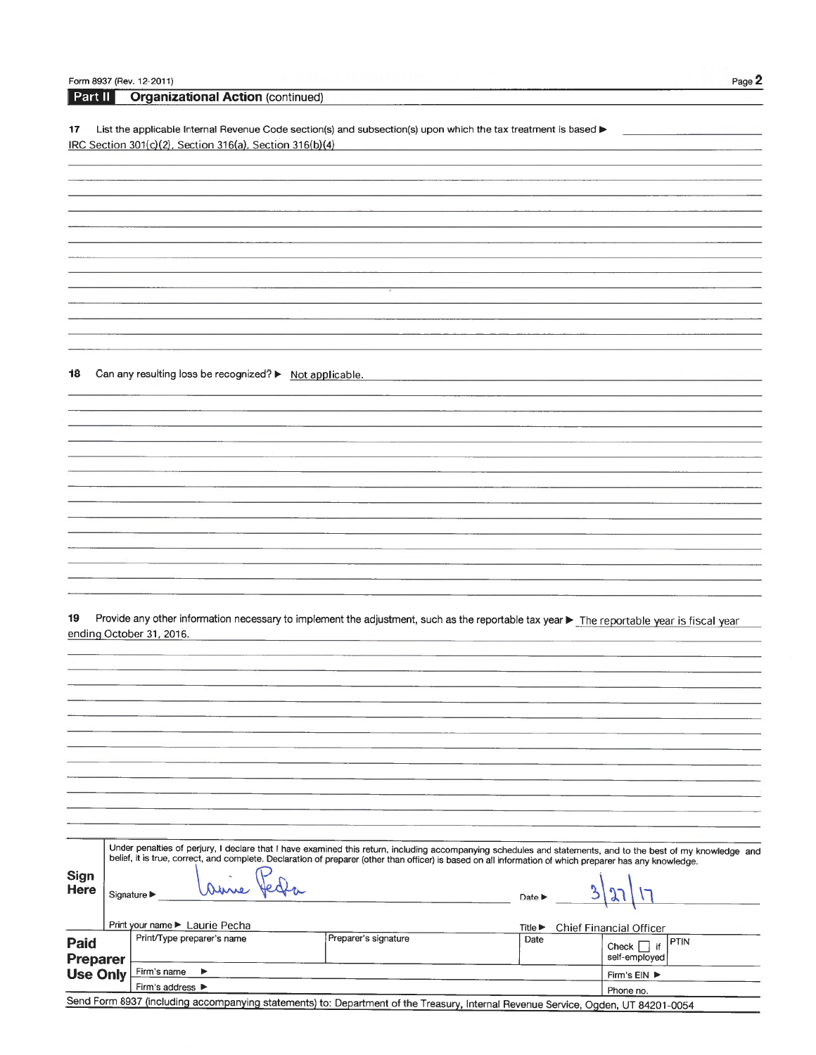## Part II Organizational Action (continued)

**17** List the applicable Internal Revenue Code section(s) and subsection(s) upon which the tax treatment is based ▶ IRC Section 301(c)(2), Section 316(a), Section 316(b)(4)

**18** Can any resulting loss be recognized? ▶ Not applicable.

**19** Provide any other information necessary to implement the adjustment, such as the reportable tax year ▶ The reportable year is fiscal year ending October 31, 2016.

**Sign Here**

Under penalties of perjury, I declare that I have examined this return, including accompanying schedules and statements, and to the best of my knowledge and belief, it is true, correct, and complete. Declaration of preparer (other than officer) is based on all information of which preparer has any knowledge.

Signature ▶ Laurie Pecha Date ▶ 3/27/17

Print your name ▶ Laurie Pecha Title ▶ Chief Financial Officer

| **Paid Preparer Use Only** | Print/Type preparer's name | Preparer's signature | Date | Check ☐ if self-employed | PTIN |
|---|---|---|---|---|---|
| | Firm's name ▶ | | | Firm's EIN ▶ | |
| | Firm's address ▶ | | | Phone no. | |

Send Form 8937 (including accompanying statements) to: Department of the Treasury, Internal Revenue Service, Ogden, UT 84201-0054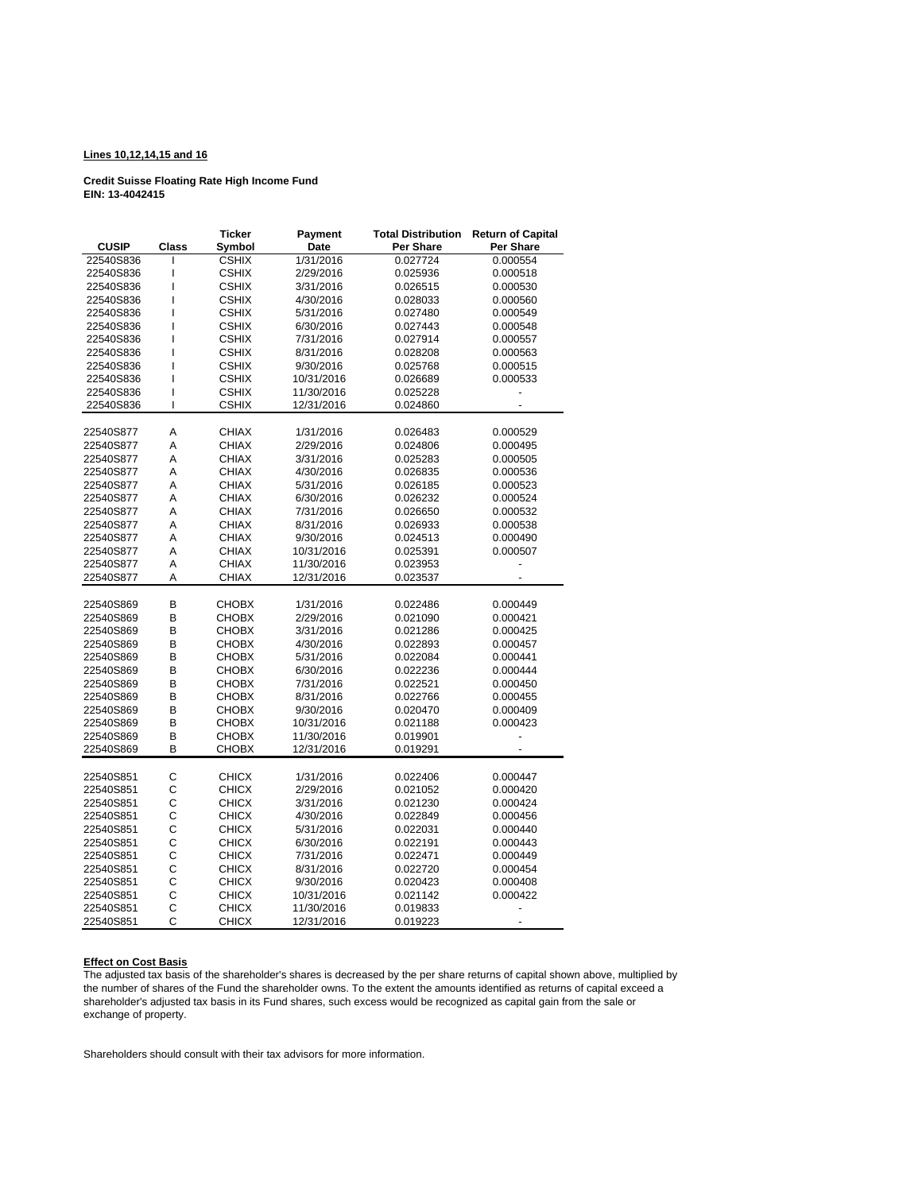**Lines 10,12,14,15 and 16**

**Credit Suisse Floating Rate High Income Fund**
**EIN: 13-4042415**

| CUSIP | Class | Ticker Symbol | Payment Date | Total Distribution Per Share | Return of Capital Per Share |
|---|---|---|---|---|---|
| 22540S836 | I | CSHIX | 1/31/2016 | 0.027724 | 0.000554 |
| 22540S836 | I | CSHIX | 2/29/2016 | 0.025936 | 0.000518 |
| 22540S836 | I | CSHIX | 3/31/2016 | 0.026515 | 0.000530 |
| 22540S836 | I | CSHIX | 4/30/2016 | 0.028033 | 0.000560 |
| 22540S836 | I | CSHIX | 5/31/2016 | 0.027480 | 0.000549 |
| 22540S836 | I | CSHIX | 6/30/2016 | 0.027443 | 0.000548 |
| 22540S836 | I | CSHIX | 7/31/2016 | 0.027914 | 0.000557 |
| 22540S836 | I | CSHIX | 8/31/2016 | 0.028208 | 0.000563 |
| 22540S836 | I | CSHIX | 9/30/2016 | 0.025768 | 0.000515 |
| 22540S836 | I | CSHIX | 10/31/2016 | 0.026689 | 0.000533 |
| 22540S836 | I | CSHIX | 11/30/2016 | 0.025228 | - |
| 22540S836 | I | CSHIX | 12/31/2016 | 0.024860 | - |
| 22540S877 | A | CHIAX | 1/31/2016 | 0.026483 | 0.000529 |
| 22540S877 | A | CHIAX | 2/29/2016 | 0.024806 | 0.000495 |
| 22540S877 | A | CHIAX | 3/31/2016 | 0.025283 | 0.000505 |
| 22540S877 | A | CHIAX | 4/30/2016 | 0.026835 | 0.000536 |
| 22540S877 | A | CHIAX | 5/31/2016 | 0.026185 | 0.000523 |
| 22540S877 | A | CHIAX | 6/30/2016 | 0.026232 | 0.000524 |
| 22540S877 | A | CHIAX | 7/31/2016 | 0.026650 | 0.000532 |
| 22540S877 | A | CHIAX | 8/31/2016 | 0.026933 | 0.000538 |
| 22540S877 | A | CHIAX | 9/30/2016 | 0.024513 | 0.000490 |
| 22540S877 | A | CHIAX | 10/31/2016 | 0.025391 | 0.000507 |
| 22540S877 | A | CHIAX | 11/30/2016 | 0.023953 | - |
| 22540S877 | A | CHIAX | 12/31/2016 | 0.023537 | - |
| 22540S869 | B | CHOBX | 1/31/2016 | 0.022486 | 0.000449 |
| 22540S869 | B | CHOBX | 2/29/2016 | 0.021090 | 0.000421 |
| 22540S869 | B | CHOBX | 3/31/2016 | 0.021286 | 0.000425 |
| 22540S869 | B | CHOBX | 4/30/2016 | 0.022893 | 0.000457 |
| 22540S869 | B | CHOBX | 5/31/2016 | 0.022084 | 0.000441 |
| 22540S869 | B | CHOBX | 6/30/2016 | 0.022236 | 0.000444 |
| 22540S869 | B | CHOBX | 7/31/2016 | 0.022521 | 0.000450 |
| 22540S869 | B | CHOBX | 8/31/2016 | 0.022766 | 0.000455 |
| 22540S869 | B | CHOBX | 9/30/2016 | 0.020470 | 0.000409 |
| 22540S869 | B | CHOBX | 10/31/2016 | 0.021188 | 0.000423 |
| 22540S869 | B | CHOBX | 11/30/2016 | 0.019901 | - |
| 22540S869 | B | CHOBX | 12/31/2016 | 0.019291 | - |
| 22540S851 | C | CHICX | 1/31/2016 | 0.022406 | 0.000447 |
| 22540S851 | C | CHICX | 2/29/2016 | 0.021052 | 0.000420 |
| 22540S851 | C | CHICX | 3/31/2016 | 0.021230 | 0.000424 |
| 22540S851 | C | CHICX | 4/30/2016 | 0.022849 | 0.000456 |
| 22540S851 | C | CHICX | 5/31/2016 | 0.022031 | 0.000440 |
| 22540S851 | C | CHICX | 6/30/2016 | 0.022191 | 0.000443 |
| 22540S851 | C | CHICX | 7/31/2016 | 0.022471 | 0.000449 |
| 22540S851 | C | CHICX | 8/31/2016 | 0.022720 | 0.000454 |
| 22540S851 | C | CHICX | 9/30/2016 | 0.020423 | 0.000408 |
| 22540S851 | C | CHICX | 10/31/2016 | 0.021142 | 0.000422 |
| 22540S851 | C | CHICX | 11/30/2016 | 0.019833 | - |
| 22540S851 | C | CHICX | 12/31/2016 | 0.019223 | - |

**Effect on Cost Basis**

The adjusted tax basis of the shareholder's shares is decreased by the per share returns of capital shown above, multiplied by the number of shares of the Fund the shareholder owns. To the extent the amounts identified as returns of capital exceed a shareholder's adjusted tax basis in its Fund shares, such excess would be recognized as capital gain from the sale or exchange of property.

Shareholders should consult with their tax advisors for more information.